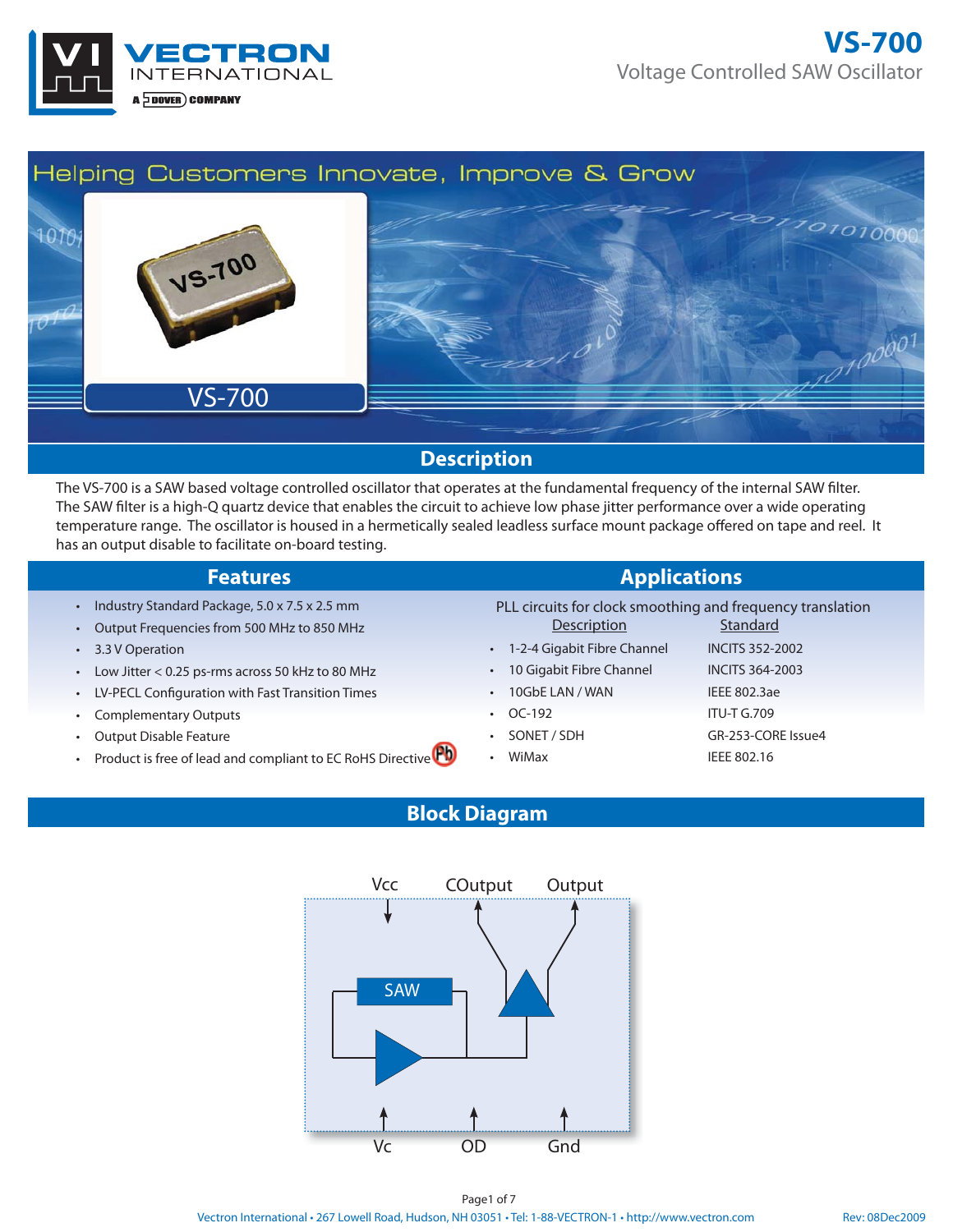# VS-700

Voltage Controlled SAW Oscillator

Helping Customers Innovate, Improve & Grow

## Description

The VS-700 is a SAW based voltage controlled oscillator that operates at the fundamental frequency of the internal SAW filter. The SAW filter is a high-Q quartz device that enables the circuit to achieve low phase jitter performance over a wide operating temperature range. The oscillator is housed in a hermetically sealed leadless surface mount package offered on tape and reel. It has an output disable to facilitate on-board testing.

## Features

- Industry Standard Package, 5.0 x 7.5 x 2.5 mm
- Output Frequencies from 500 MHz to 850 MHz
- 3.3 V Operation
- Low Jitter < 0.25 ps-rms across 50 kHz to 80 MHz
- LV-PECL Configuration with Fast Transition Times
- Complementary Outputs
- Output Disable Feature
- Product is free of lead and compliant to EC RoHS Directive

## Applications

PLL circuits for clock smoothing and frequency translation

| Description | Standard |
|---|---|
| 1-2-4 Gigabit Fibre Channel | INCITS 352-2002 |
| 10 Gigabit Fibre Channel | INCITS 364-2003 |
| 10GbE LAN / WAN | IEEE 802.3ae |
| OC-192 | ITU-T G.709 |
| SONET / SDH | GR-253-CORE Issue4 |
| WiMax | IEEE 802.16 |

## Block Diagram

Vcc
COutput
Output
SAW
Vc
OD
Gnd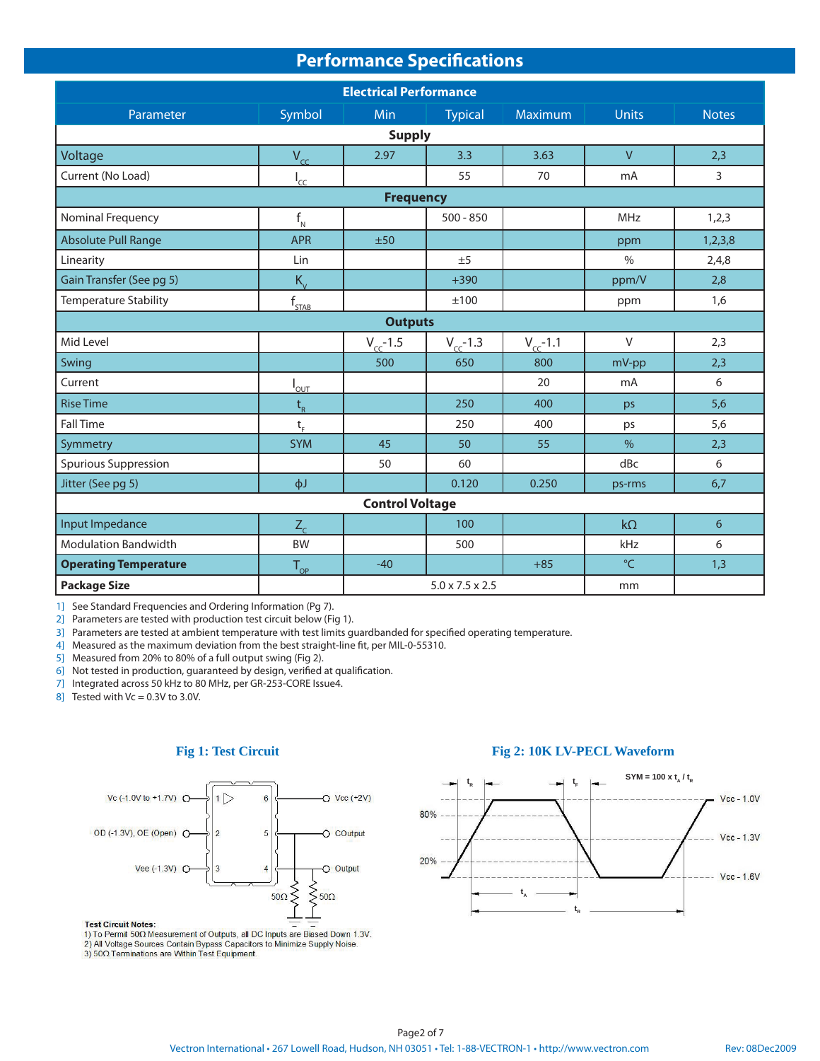# Performance Specifications

## Electrical Performance

| Parameter | Symbol | Min | Typical | Maximum | Units | Notes |
|---|---|---|---|---|---|---|
| **Supply** | | | | | | |
| Voltage | $V_{CC}$ | 2.97 | 3.3 | 3.63 | V | 2,3 |
| Current (No Load) | $I_{CC}$ | | 55 | 70 | mA | 3 |
| **Frequency** | | | | | | |
| Nominal Frequency | $f_N$ | | 500 - 850 | | MHz | 1,2,3 |
| Absolute Pull Range | APR | ±50 | | | ppm | 1,2,3,8 |
| Linearity | Lin | | ±5 | | % | 2,4,8 |
| Gain Transfer (See pg 5) | $K_V$ | | +390 | | ppm/V | 2,8 |
| Temperature Stability | $f_{STAB}$ | | ±100 | | ppm | 1,6 |
| **Outputs** | | | | | | |
| Mid Level | | $V_{CC}$-1.5 | $V_{CC}$-1.3 | $V_{CC}$-1.1 | V | 2,3 |
| Swing | | 500 | 650 | 800 | mV-pp | 2,3 |
| Current | $I_{OUT}$ | | | 20 | mA | 6 |
| Rise Time | $t_R$ | | 250 | 400 | ps | 5,6 |
| Fall Time | $t_F$ | | 250 | 400 | ps | 5,6 |
| Symmetry | SYM | 45 | 50 | 55 | % | 2,3 |
| Spurious Suppression | | 50 | 60 | | dBc | 6 |
| Jitter (See pg 5) | ϕJ | | 0.120 | 0.250 | ps-rms | 6,7 |
| **Control Voltage** | | | | | | |
| Input Impedance | $Z_C$ | | 100 | | kΩ | 6 |
| Modulation Bandwidth | BW | | 500 | | kHz | 6 |
| **Operating Temperature** | $T_{OP}$ | -40 | | +85 | °C | 1,3 |
| **Package Size** | | | 5.0 x 7.5 x 2.5 | | mm | |

1] See Standard Frequencies and Ordering Information (Pg 7).
2] Parameters are tested with production test circuit below (Fig 1).
3] Parameters are tested at ambient temperature with test limits guardbanded for specified operating temperature.
4] Measured as the maximum deviation from the best straight-line fit, per MIL-0-55310.
5] Measured from 20% to 80% of a full output swing (Fig 2).
6] Not tested in production, guaranteed by design, verified at qualification.
7] Integrated across 50 kHz to 80 MHz, per GR-253-CORE Issue4.
8] Tested with Vc = 0.3V to 3.0V.

### Fig 1: Test Circuit

Vc (-1.0V to +1.7V)
OD (-1.3V), OE (Open)
Vee (-1.3V)
Vcc (+2V)
COutput
Output
50Ω
50Ω

**Test Circuit Notes:**
1) To Permit 50Ω Measurement of Outputs, all DC Inputs are Biased Down 1.3V.
2) All Voltage Sources Contain Bypass Capacitors to Minimize Supply Noise.
3) 50Ω Terminations are Within Test Equipment.

### Fig 2: 10K LV-PECL Waveform

SYM = 100 x $t_A$ / $t_R$
$t_R$
$t_F$
80%
20%
Vcc - 1.0V
Vcc - 1.3V
Vcc - 1.6V
$t_A$
$t_R$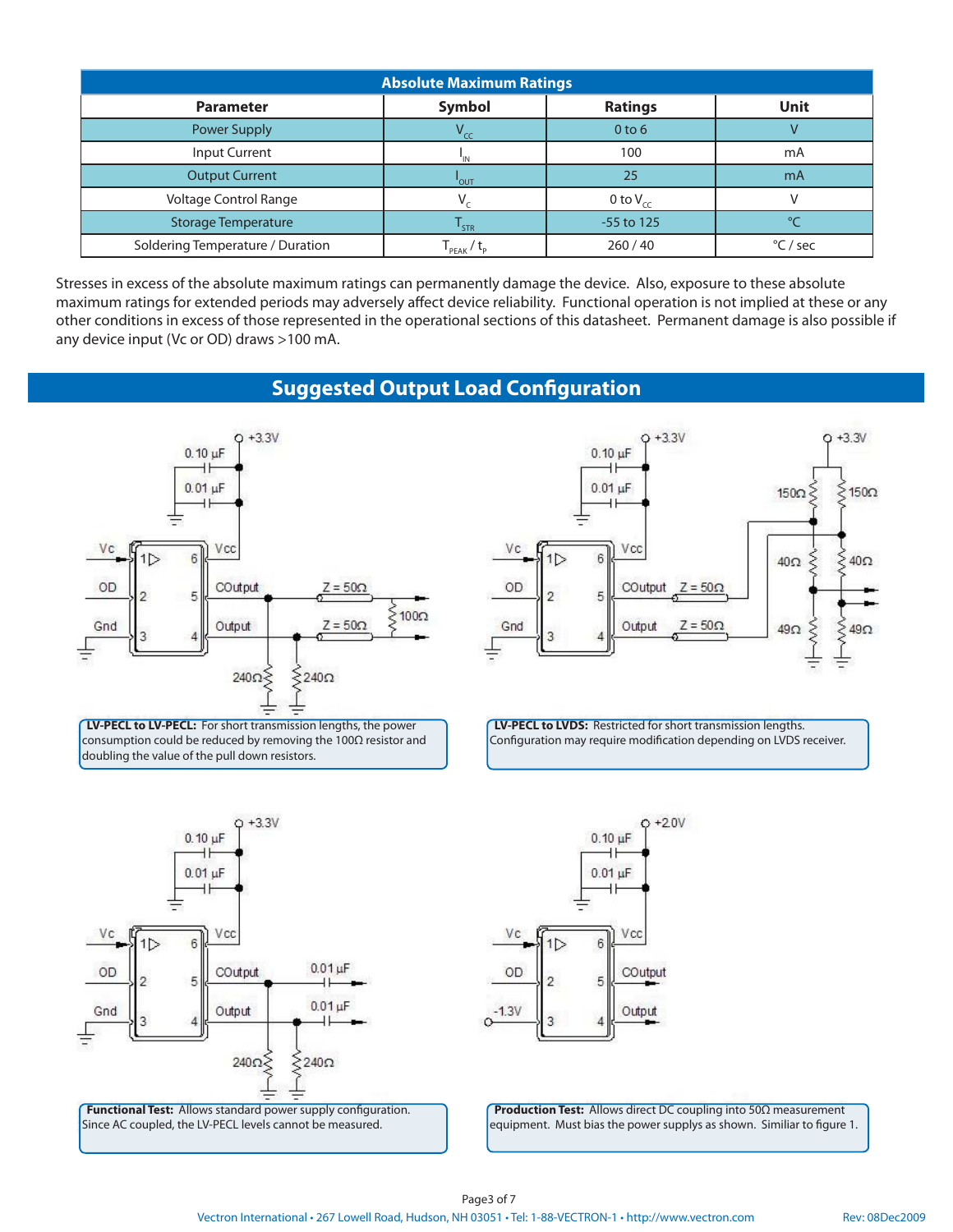| Absolute Maximum Ratings | | | |
|---|---|---|---|
| **Parameter** | **Symbol** | **Ratings** | **Unit** |
| Power Supply | $V_{CC}$ | 0 to 6 | V |
| Input Current | $I_{IN}$ | 100 | mA |
| Output Current | $I_{OUT}$ | 25 | mA |
| Voltage Control Range | $V_C$ | 0 to $V_{CC}$ | V |
| Storage Temperature | $T_{STR}$ | -55 to 125 | °C |
| Soldering Temperature / Duration | $T_{PEAK}$ / $t_P$ | 260 / 40 | °C / sec |

Stresses in excess of the absolute maximum ratings can permanently damage the device. Also, exposure to these absolute maximum ratings for extended periods may adversely affect device reliability. Functional operation is not implied at these or any other conditions in excess of those represented in the operational sections of this datasheet. Permanent damage is also possible if any device input (Vc or OD) draws >100 mA.

## Suggested Output Load Configuration

+3.3V
0.10 µF
0.01 µF
Vc
OD
Gnd
1
2
3
6
5
4
Vcc
COutput
Output
Z = 50Ω
Z = 50Ω
100Ω
240Ω
240Ω

**LV-PECL to LV-PECL:** For short transmission lengths, the power consumption could be reduced by removing the 100Ω resistor and doubling the value of the pull down resistors.

+3.3V
0.10 µF
0.01 µF
Vc
OD
Gnd
1
2
3
6
5
4
Vcc
COutput
Output
Z = 50Ω
Z = 50Ω
+3.3V
150Ω
150Ω
40Ω
40Ω
49Ω
49Ω

**LV-PECL to LVDS:** Restricted for short transmission lengths. Configuration may require modification depending on LVDS receiver.

+3.3V
0.10 µF
0.01 µF
Vc
OD
Gnd
1
2
3
6
5
4
Vcc
COutput
Output
0.01 µF
0.01 µF
240Ω
240Ω

**Functional Test:** Allows standard power supply configuration. Since AC coupled, the LV-PECL levels cannot be measured.

+2.0V
0.10 µF
0.01 µF
Vc
OD
-1.3V
1
2
3
6
5
4
Vcc
COutput
Output

**Production Test:** Allows direct DC coupling into 50Ω measurement equipment. Must bias the power supplys as shown. Similiar to figure 1.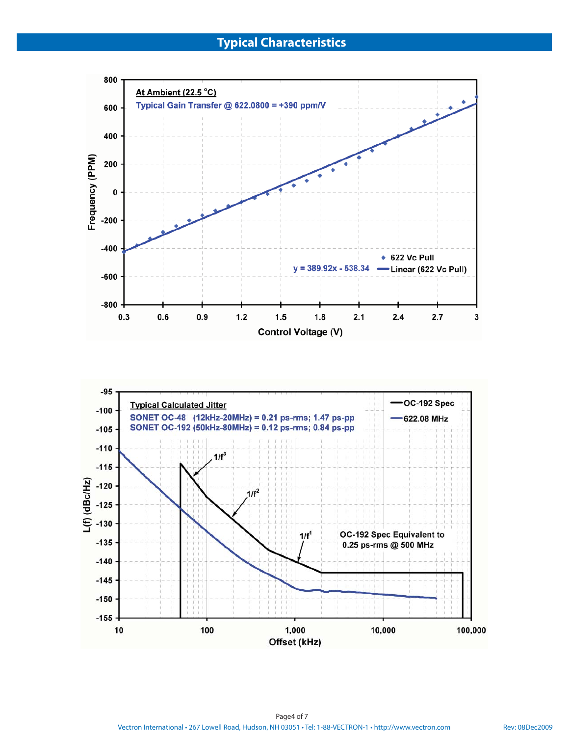# Typical Characteristics

At Ambient (22.5 °C)

Typical Gain Transfer @ 622.0800 = +390 ppm/V

Frequency (PPM)

800
600
400
200
0
-200
-400
-600
-800

0.3 0.6 0.9 1.2 1.5 1.8 2.1 2.4 2.7 3

Control Voltage (V)

622 Vc Pull

y = 389.92x - 538.34 Linear (622 Vc Pull)

Typical Calculated Jitter

SONET OC-48 (12kHz-20MHz) = 0.21 ps-rms; 1.47 ps-pp

SONET OC-192 (50kHz-80MHz) = 0.12 ps-rms; 0.84 ps-pp

OC-192 Spec

622.08 MHz

L(f) (dBc/Hz)

-95
-100
-105
-110
-115
-120
-125
-130
-135
-140
-145
-150
-155

$1/f^3$

$1/f^2$

$1/f^1$

OC-192 Spec Equivalent to 0.25 ps-rms @ 500 MHz

10 100 1,000 10,000 100,000

Offset (kHz)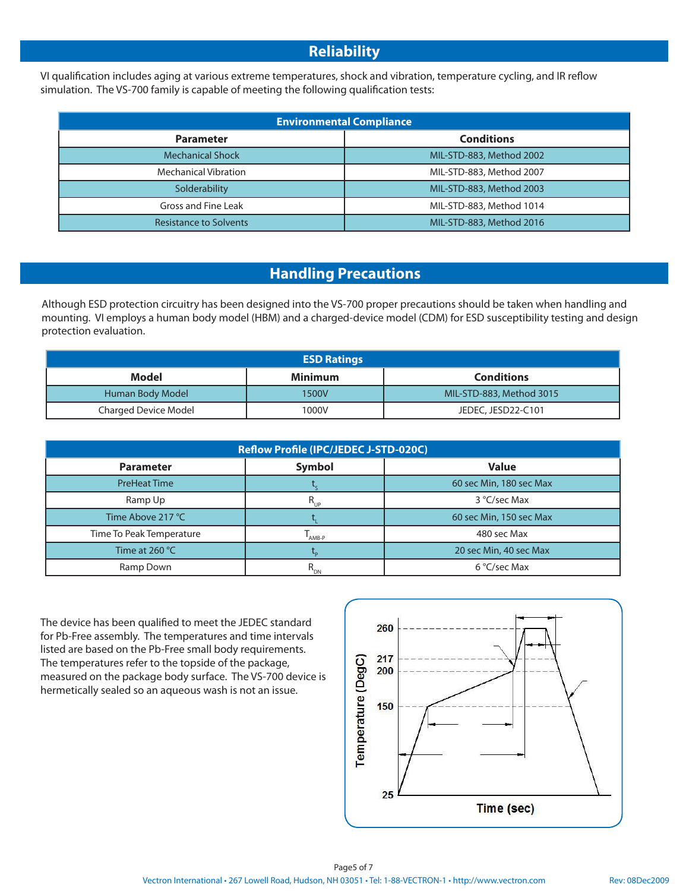## Reliability

VI qualification includes aging at various extreme temperatures, shock and vibration, temperature cycling, and IR reflow simulation. The VS-700 family is capable of meeting the following qualification tests:

| Environmental Compliance | |
|---|---|
| **Parameter** | **Conditions** |
| Mechanical Shock | MIL-STD-883, Method 2002 |
| Mechanical Vibration | MIL-STD-883, Method 2007 |
| Solderability | MIL-STD-883, Method 2003 |
| Gross and Fine Leak | MIL-STD-883, Method 1014 |
| Resistance to Solvents | MIL-STD-883, Method 2016 |

## Handling Precautions

Although ESD protection circuitry has been designed into the VS-700 proper precautions should be taken when handling and mounting. VI employs a human body model (HBM) and a charged-device model (CDM) for ESD susceptibility testing and design protection evaluation.

| ESD Ratings | | |
|---|---|---|
| **Model** | **Minimum** | **Conditions** |
| Human Body Model | 1500V | MIL-STD-883, Method 3015 |
| Charged Device Model | 1000V | JEDEC, JESD22-C101 |

| Reflow Profile (IPC/JEDEC J-STD-020C) | | |
|---|---|---|
| **Parameter** | **Symbol** | **Value** |
| PreHeat Time | $t_S$ | 60 sec Min, 180 sec Max |
| Ramp Up | $R_{UP}$ | 3 °C/sec Max |
| Time Above 217 °C | $t_L$ | 60 sec Min, 150 sec Max |
| Time To Peak Temperature | $T_{AMB-P}$ | 480 sec Max |
| Time at 260 °C | $t_P$ | 20 sec Min, 40 sec Max |
| Ramp Down | $R_{DN}$ | 6 °C/sec Max |

The device has been qualified to meet the JEDEC standard for Pb-Free assembly. The temperatures and time intervals listed are based on the Pb-Free small body requirements. The temperatures refer to the topside of the package, measured on the package body surface. The VS-700 device is hermetically sealed so an aqueous wash is not an issue.

Temperature (DegC)

260
217
200
150
25

Time (sec)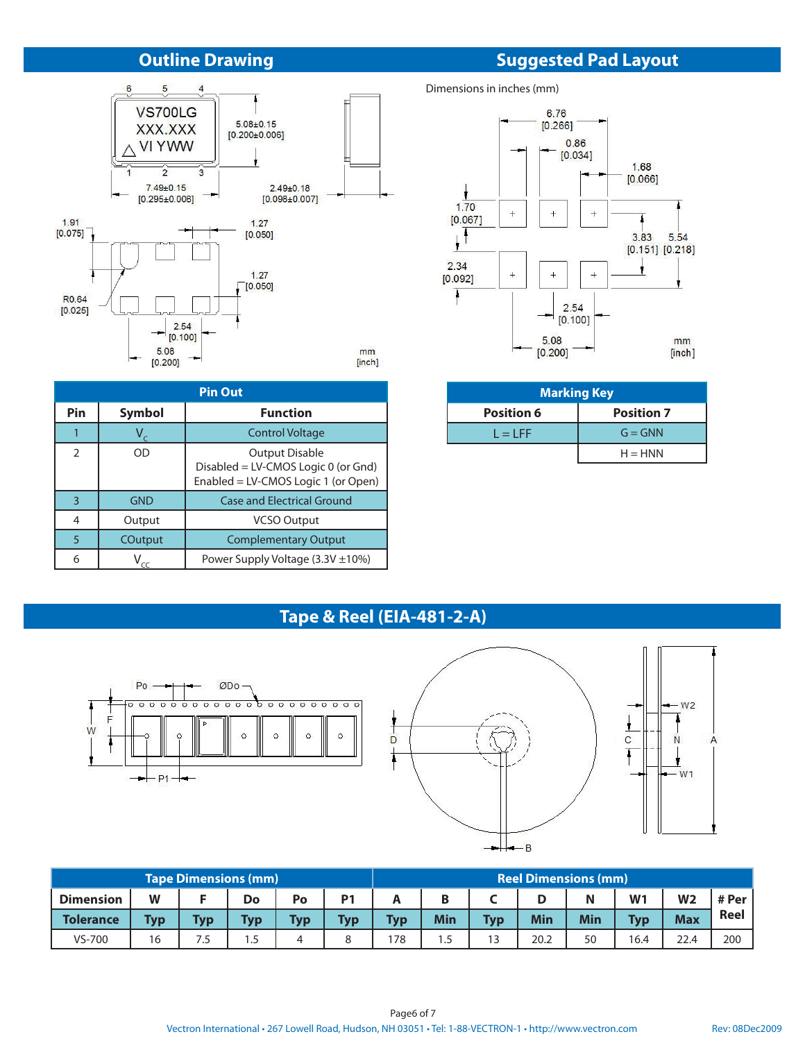## Outline Drawing

6 5 4

VS700LG
XXX.XXX
VI YWW

1 2 3

5.08±0.15
[0.200±0.006]

7.49±0.15
[0.295±0.006]

2.49±0.18
[0.098±0.007]

1.91
[0.075]

1.27
[0.050]

1.27
[0.050]

R0.64
[0.025]

2.54
[0.100]

5.08
[0.200]

mm
[inch]

## Suggested Pad Layout

Dimensions in inches (mm)

6.76
[0.266]

0.86
[0.034]

1.68
[0.066]

1.70
[0.067]

3.83
[0.151]

5.54
[0.218]

2.34
[0.092]

2.54
[0.100]

5.08
[0.200]

mm
[inch]

| Pin Out | | |
|---|---|---|
| **Pin** | **Symbol** | **Function** |
| 1 | $V_C$ | Control Voltage |
| 2 | OD | Output Disable<br>Disabled = LV-CMOS Logic 0 (or Gnd)<br>Enabled = LV-CMOS Logic 1 (or Open) |
| 3 | GND | Case and Electrical Ground |
| 4 | Output | VCSO Output |
| 5 | COutput | Complementary Output |
| 6 | $V_{CC}$ | Power Supply Voltage (3.3V ±10%) |

| Marking Key | |
|---|---|
| **Position 6** | **Position 7** |
| L = LFF | G = GNN |
| | H = HNN |

## Tape & Reel (EIA-481-2-A)

Po
ØDo
W
F
P1
D
B
C
N
A
W2
W1

| Tape Dimensions (mm) | | | | | | Reel Dimensions (mm) | | | | | | | |
|---|---|---|---|---|---|---|---|---|---|---|---|---|---|
| **Dimension** | **W** | **F** | **Do** | **Po** | **P1** | **A** | **B** | **C** | **D** | **N** | **W1** | **W2** | **# Per Reel** |
| **Tolerance** | **Typ** | **Typ** | **Typ** | **Typ** | **Typ** | **Typ** | **Min** | **Typ** | **Min** | **Min** | **Typ** | **Max** | |
| VS-700 | 16 | 7.5 | 1.5 | 4 | 8 | 178 | 1.5 | 13 | 20.2 | 50 | 16.4 | 22.4 | 200 |

Vectron International • 267 Lowell Road, Hudson, NH 03051 • Tel: 1-88-VECTRON-1 • http://www.vectron.com

Rev: 08Dec2009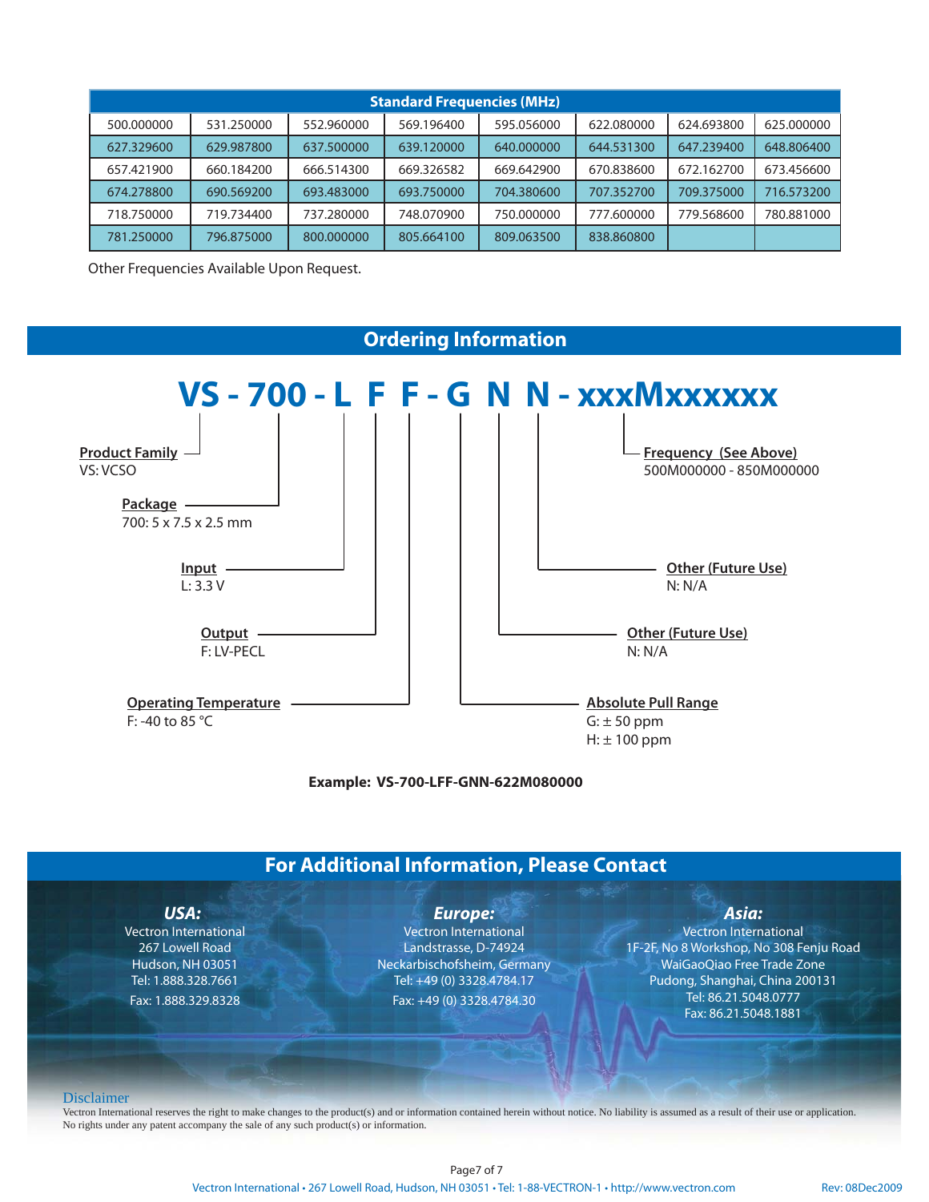| Standard Frequencies (MHz) | | | | | | | |
|---|---|---|---|---|---|---|---|
| 500.000000 | 531.250000 | 552.960000 | 569.196400 | 595.056000 | 622.080000 | 624.693800 | 625.000000 |
| 627.329600 | 629.987800 | 637.500000 | 639.120000 | 640.000000 | 644.531300 | 647.239400 | 648.806400 |
| 657.421900 | 660.184200 | 666.514300 | 669.326582 | 669.642900 | 670.838600 | 672.162700 | 673.456600 |
| 674.278800 | 690.569200 | 693.483000 | 693.750000 | 704.380600 | 707.352700 | 709.375000 | 716.573200 |
| 718.750000 | 719.734400 | 737.280000 | 748.070900 | 750.000000 | 777.600000 | 779.568600 | 780.881000 |
| 781.250000 | 796.875000 | 800.000000 | 805.664100 | 809.063500 | 838.860800 | | |

Other Frequencies Available Upon Request.

## Ordering Information

**VS - 700 - L F F - G N N - xxxMxxxxxx**

- **Product Family**
  VS: VCSO
- **Package**
  700: 5 x 7.5 x 2.5 mm
- **Input**
  L: 3.3 V
- **Output**
  F: LV-PECL
- **Operating Temperature**
  F: -40 to 85 °C
- **Absolute Pull Range**
  G: ± 50 ppm
  H: ± 100 ppm
- **Other (Future Use)**
  N: N/A
- **Other (Future Use)**
  N: N/A
- **Frequency (See Above)**
  500M000000 - 850M000000

**Example: VS-700-LFF-GNN-622M080000**

## For Additional Information, Please Contact

**USA:**
Vectron International
267 Lowell Road
Hudson, NH 03051
Tel: 1.888.328.7661
Fax: 1.888.329.8328

**Europe:**
Vectron International
Landstrasse, D-74924
Neckarbischofsheim, Germany
Tel: +49 (0) 3328.4784.17
Fax: +49 (0) 3328.4784.30

**Asia:**
Vectron International
1F-2F, No 8 Workshop, No 308 Fenju Road
WaiGaoQiao Free Trade Zone
Pudong, Shanghai, China 200131
Tel: 86.21.5048.0777
Fax: 86.21.5048.1881

### Disclaimer

Vectron International reserves the right to make changes to the product(s) and or information contained herein without notice. No liability is assumed as a result of their use or application. No rights under any patent accompany the sale of any such product(s) or information.